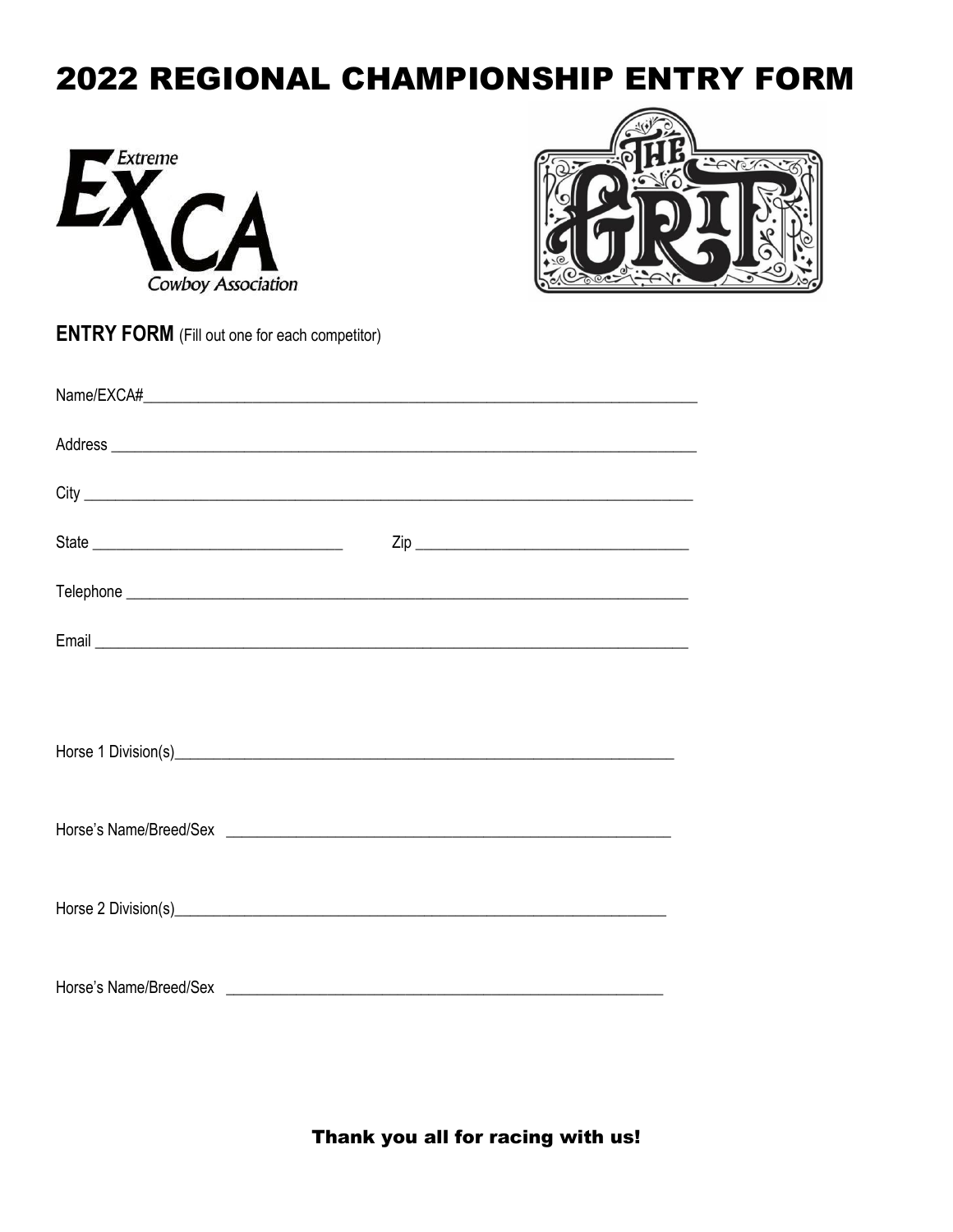# 2022 REGIONAL CHAMPIONSHIP ENTRY FORM

Extreme EXCA Cowboy Association

THE GRIT

**ENTRY FORM** (Fill out one for each competitor)

Name/EXCA#____________________________________________________________________

Address ______________________________________________________________________

City _________________________________________________________________________

State ______________________________ Zip ________________________________

Telephone ____________________________________________________________________

Email ________________________________________________________________________

Horse 1 Division(s)_____________________________________________________________

Horse's Name/Breed/Sex ________________________________________________________

Horse 2 Division(s)_____________________________________________________________

Horse's Name/Breed/Sex ________________________________________________________

**Thank you all for racing with us!**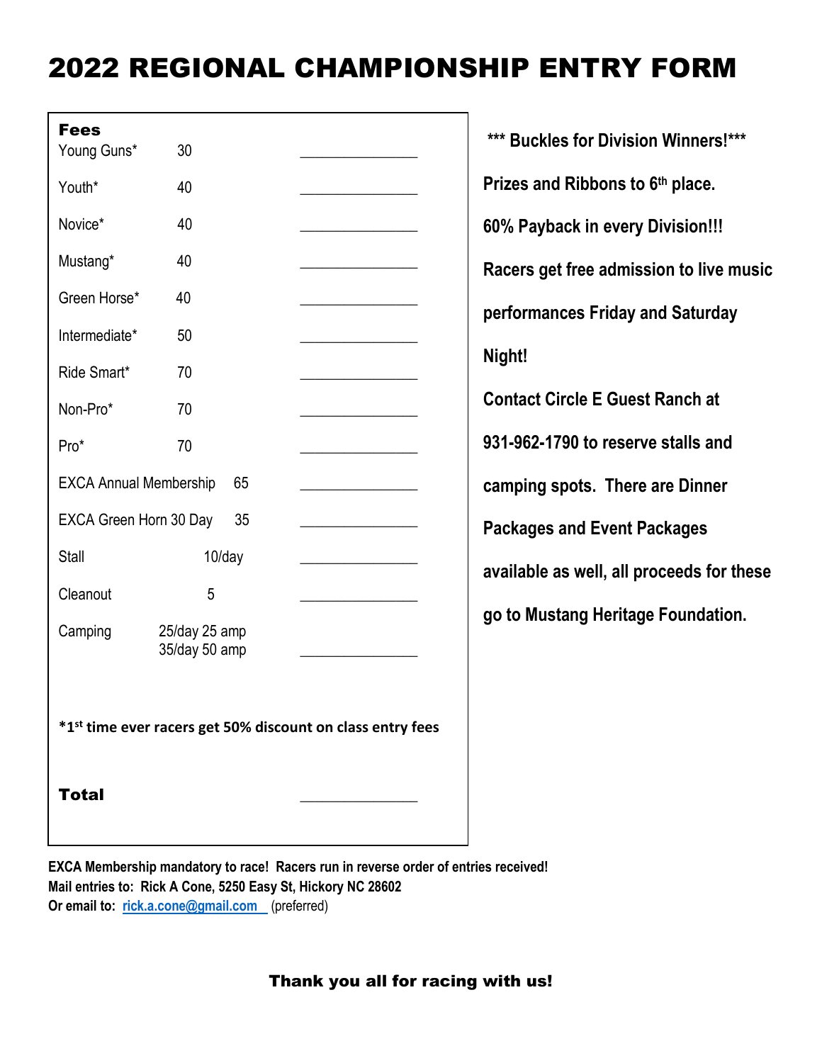# 2022 REGIONAL CHAMPIONSHIP ENTRY FORM

**Fees**

| | | |
|---|---|---|
| Young Guns* | 30 | _______________ |
| Youth* | 40 | _______________ |
| Novice* | 40 | _______________ |
| Mustang* | 40 | _______________ |
| Green Horse* | 40 | _______________ |
| Intermediate* | 50 | _______________ |
| Ride Smart* | 70 | _______________ |
| Non-Pro* | 70 | _______________ |
| Pro* | 70 | _______________ |
| EXCA Annual Membership | 65 | _______________ |
| EXCA Green Horn 30 Day | 35 | _______________ |
| Stall | 10/day | _______________ |
| Cleanout | 5 | _______________ |
| Camping | 25/day 25 amp<br>35/day 50 amp | _______________ |

**\*1st time ever racers get 50% discount on class entry fees**

**Total** _______________

**\*\*\* Buckles for Division Winners!\*\*\***

**Prizes and Ribbons to 6th place.**

**60% Payback in every Division!!!**

**Racers get free admission to live music performances Friday and Saturday Night!**

**Contact Circle E Guest Ranch at 931-962-1790 to reserve stalls and camping spots. There are Dinner Packages and Event Packages available as well, all proceeds for these go to Mustang Heritage Foundation.**

**EXCA Membership mandatory to race! Racers run in reverse order of entries received!**
**Mail entries to: Rick A Cone, 5250 Easy St, Hickory NC 28602**
**Or email to: rick.a.cone@gmail.com** (preferred)

**Thank you all for racing with us!**